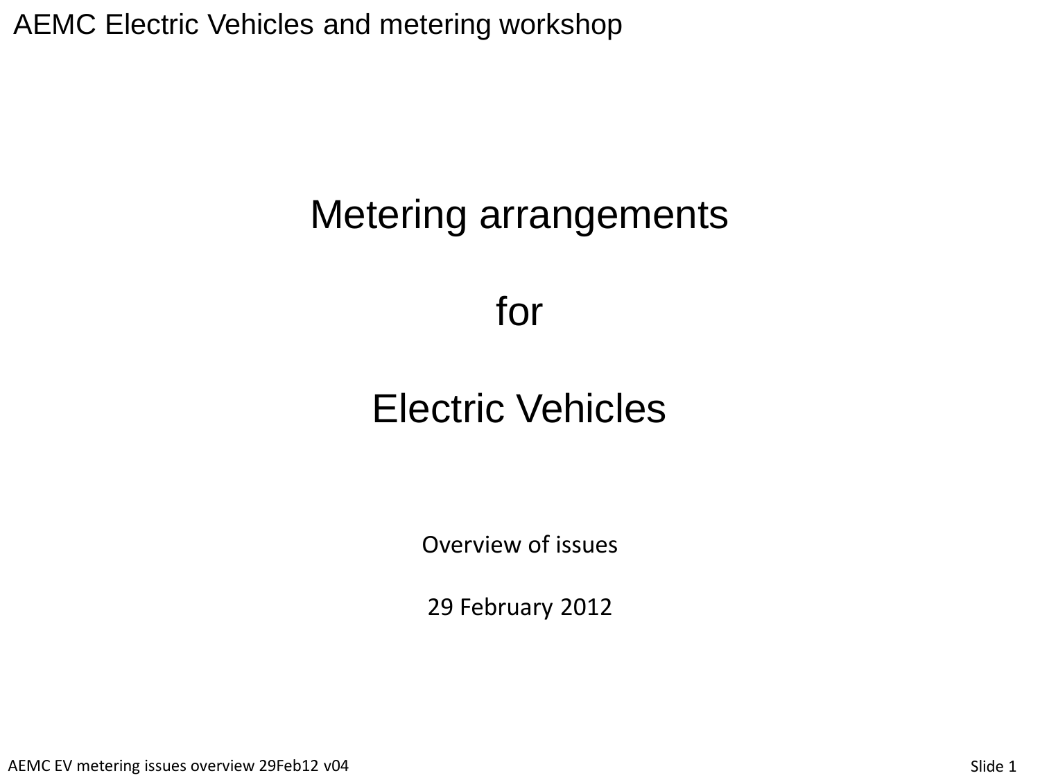AEMC Electric Vehicles and metering workshop

# Metering arrangements

# for

# Electric Vehicles

Overview of issues

29 February 2012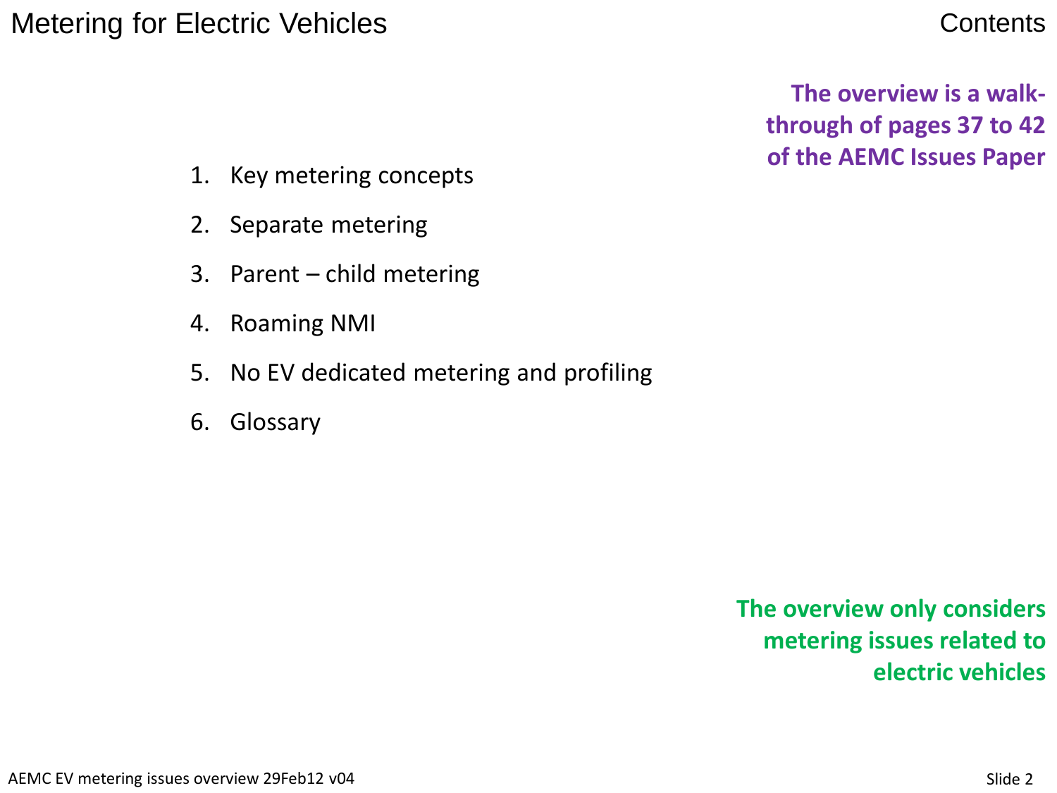# Contents

**The overview is a walk-through of pages 37 to 42 of the AEMC Issues Paper**

1. Key metering concepts
2. Separate metering
3. Parent – child metering
4. Roaming NMI
5. No EV dedicated metering and profiling
6. Glossary

**The overview only considers metering issues related to electric vehicles**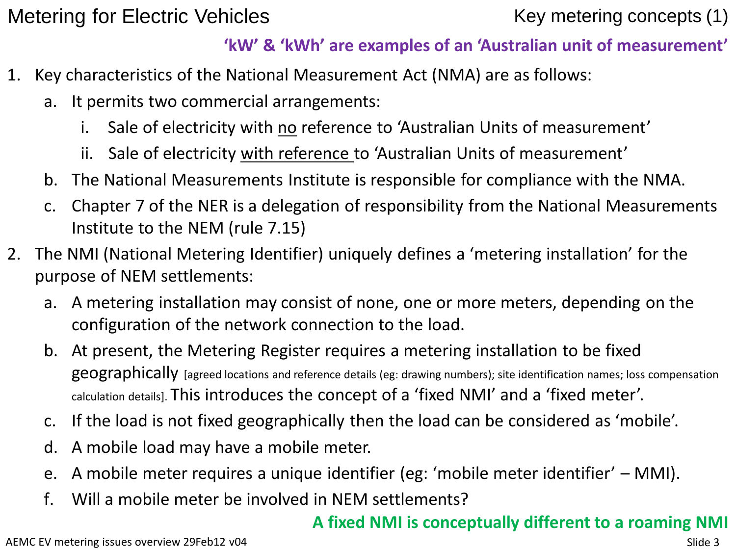# Metering for Electric Vehicles

## Key metering concepts (1)

**'kW' & 'kWh' are examples of an 'Australian unit of measurement'**

1. Key characteristics of the National Measurement Act (NMA) are as follows:
   a. It permits two commercial arrangements:
      i. Sale of electricity with no reference to 'Australian Units of measurement'
      ii. Sale of electricity with reference to 'Australian Units of measurement'
   b. The National Measurements Institute is responsible for compliance with the NMA.
   c. Chapter 7 of the NER is a delegation of responsibility from the National Measurements Institute to the NEM (rule 7.15)
2. The NMI (National Metering Identifier) uniquely defines a 'metering installation' for the purpose of NEM settlements:
   a. A metering installation may consist of none, one or more meters, depending on the configuration of the network connection to the load.
   b. At present, the Metering Register requires a metering installation to be fixed geographically [agreed locations and reference details (eg: drawing numbers); site identification names; loss compensation calculation details]. This introduces the concept of a 'fixed NMI' and a 'fixed meter'.
   c. If the load is not fixed geographically then the load can be considered as 'mobile'.
   d. A mobile load may have a mobile meter.
   e. A mobile meter requires a unique identifier (eg: 'mobile meter identifier' – MMI).
   f. Will a mobile meter be involved in NEM settlements?

**A fixed NMI is conceptually different to a roaming NMI**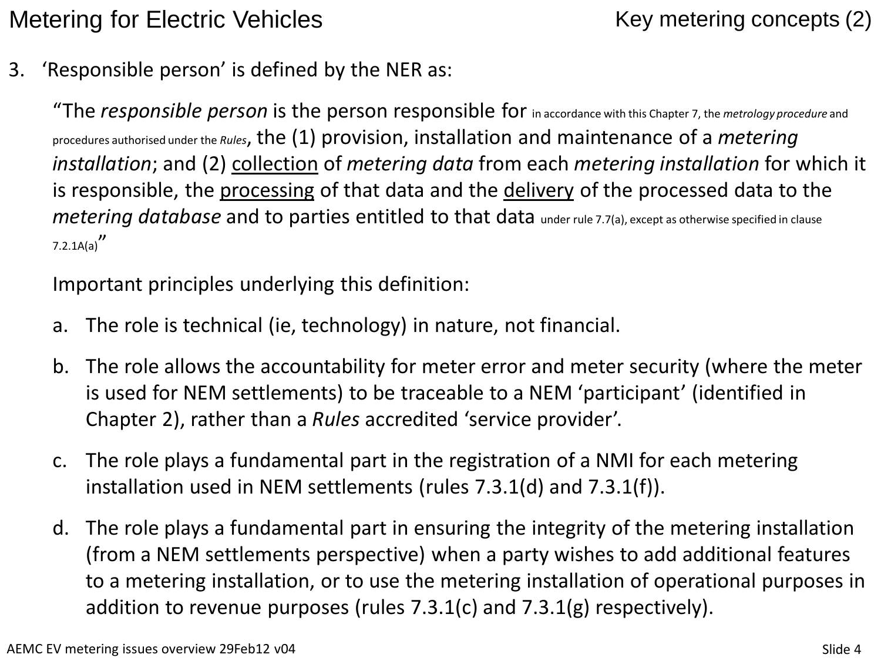3. 'Responsible person' is defined by the NER as:

   "The *responsible person* is the person responsible for in accordance with this Chapter 7, the *metrology procedure* and procedures authorised under the *Rules*, the (1) provision, installation and maintenance of a *metering installation*; and (2) <u>collection</u> of *metering data* from each *metering installation* for which it is responsible, the <u>processing</u> of that data and the <u>delivery</u> of the processed data to the *metering database* and to parties entitled to that data under rule 7.7(a), except as otherwise specified in clause 7.2.1A(a)"

   Important principles underlying this definition:

   a. The role is technical (ie, technology) in nature, not financial.

   b. The role allows the accountability for meter error and meter security (where the meter is used for NEM settlements) to be traceable to a NEM 'participant' (identified in Chapter 2), rather than a *Rules* accredited 'service provider'.

   c. The role plays a fundamental part in the registration of a NMI for each metering installation used in NEM settlements (rules 7.3.1(d) and 7.3.1(f)).

   d. The role plays a fundamental part in ensuring the integrity of the metering installation (from a NEM settlements perspective) when a party wishes to add additional features to a metering installation, or to use the metering installation of operational purposes in addition to revenue purposes (rules 7.3.1(c) and 7.3.1(g) respectively).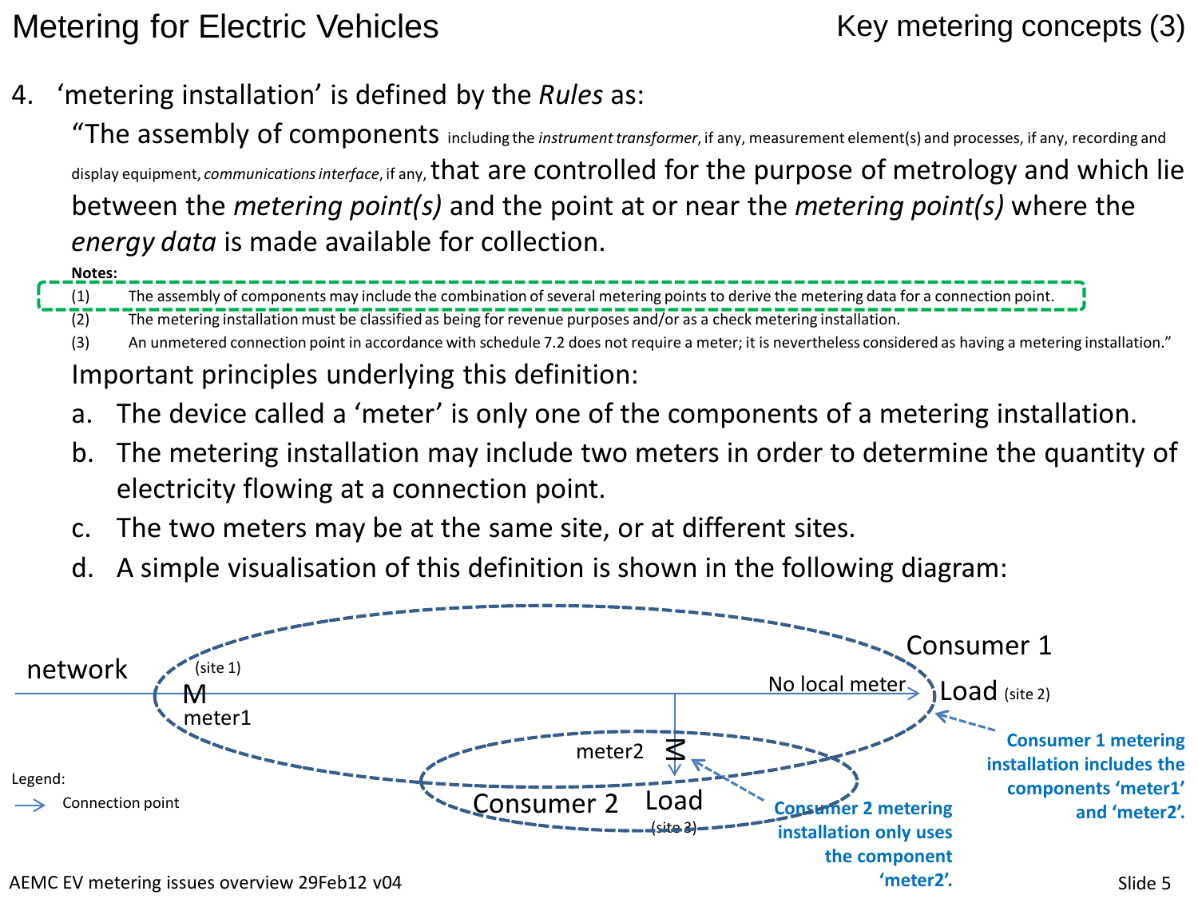# Key metering concepts (3)

4. 'metering installation' is defined by the *Rules* as:

   "The assembly of components including the *instrument transformer*, if any, measurement element(s) and processes, if any, recording and display equipment, *communications interface*, if any, that are controlled for the purpose of metrology and which lie between the *metering point(s)* and the point at or near the *metering point(s)* where the *energy data* is made available for collection.

   **Notes:**

   (1) The assembly of components may include the combination of several metering points to derive the metering data for a connection point.

   (2) The metering installation must be classified as being for revenue purposes and/or as a check metering installation.

   (3) An unmetered connection point in accordance with schedule 7.2 does not require a meter; it is nevertheless considered as having a metering installation."

   Important principles underlying this definition:

   a. The device called a 'meter' is only one of the components of a metering installation.

   b. The metering installation may include two meters in order to determine the quantity of electricity flowing at a connection point.

   c. The two meters may be at the same site, or at different sites.

   d. A simple visualisation of this definition is shown in the following diagram:

network — (site 1) M meter1 — No local meter → Consumer 1 Load (site 2)

meter2 M → Consumer 2 Load (site 3)

Consumer 1 metering installation includes the components 'meter1' and 'meter2'.

Consumer 2 metering installation only uses the component 'meter2'.

Legend: → Connection point

AEMC EV metering issues overview 29Feb12 v04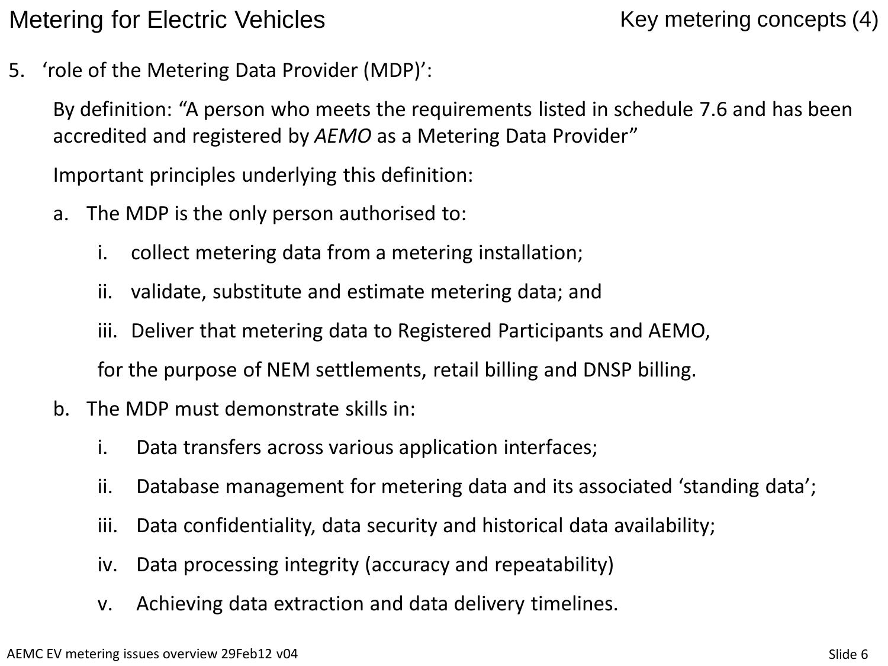# Metering for Electric Vehicles

## Key metering concepts (4)

5. 'role of the Metering Data Provider (MDP)':

   By definition: "A person who meets the requirements listed in schedule 7.6 and has been accredited and registered by *AEMO* as a Metering Data Provider"

   Important principles underlying this definition:

   a. The MDP is the only person authorised to:

      i. collect metering data from a metering installation;

      ii. validate, substitute and estimate metering data; and

      iii. Deliver that metering data to Registered Participants and AEMO,

      for the purpose of NEM settlements, retail billing and DNSP billing.

   b. The MDP must demonstrate skills in:

      i. Data transfers across various application interfaces;

      ii. Database management for metering data and its associated 'standing data';

      iii. Data confidentiality, data security and historical data availability;

      iv. Data processing integrity (accuracy and repeatability)

      v. Achieving data extraction and data delivery timelines.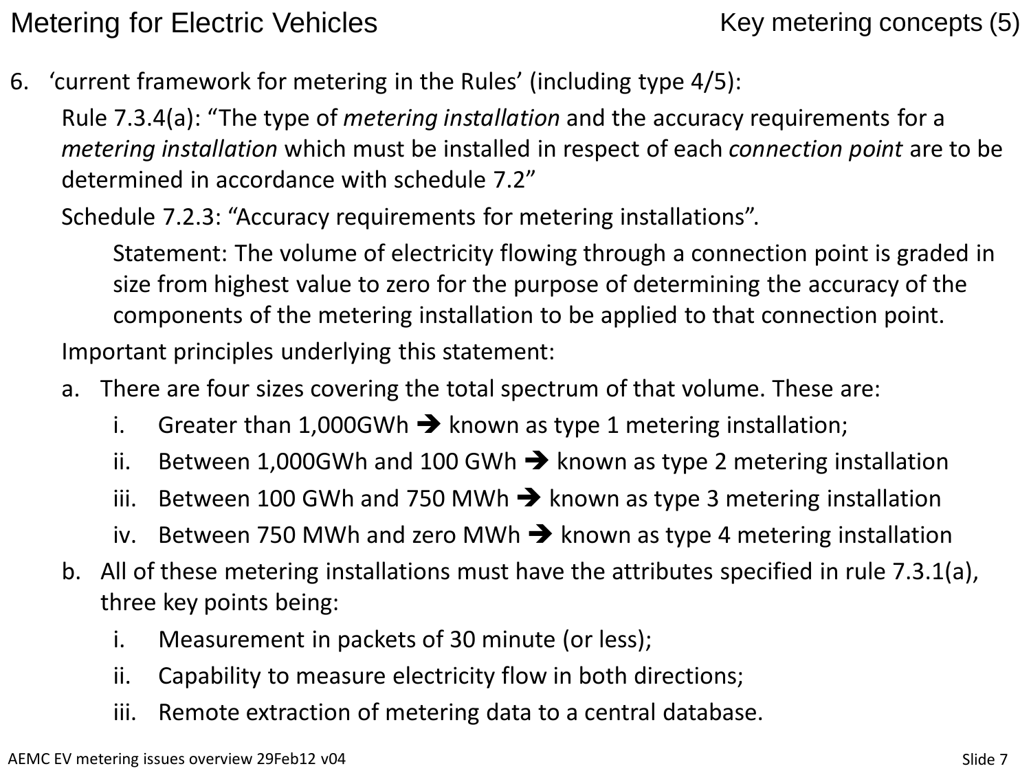# Metering for Electric Vehicles

## Key metering concepts (5)

6. ‘current framework for metering in the Rules’ (including type 4/5):

   Rule 7.3.4(a): “The type of *metering installation* and the accuracy requirements for a *metering installation* which must be installed in respect of each *connection point* are to be determined in accordance with schedule 7.2”

   Schedule 7.2.3: “Accuracy requirements for metering installations”.

   > Statement: The volume of electricity flowing through a connection point is graded in size from highest value to zero for the purpose of determining the accuracy of the components of the metering installation to be applied to that connection point.

   Important principles underlying this statement:

   a. There are four sizes covering the total spectrum of that volume. These are:
      i. Greater than 1,000GWh ➔ known as type 1 metering installation;
      ii. Between 1,000GWh and 100 GWh ➔ known as type 2 metering installation
      iii. Between 100 GWh and 750 MWh ➔ known as type 3 metering installation
      iv. Between 750 MWh and zero MWh ➔ known as type 4 metering installation

   b. All of these metering installations must have the attributes specified in rule 7.3.1(a), three key points being:
      i. Measurement in packets of 30 minute (or less);
      ii. Capability to measure electricity flow in both directions;
      iii. Remote extraction of metering data to a central database.

AEMC EV metering issues overview 29Feb12 v04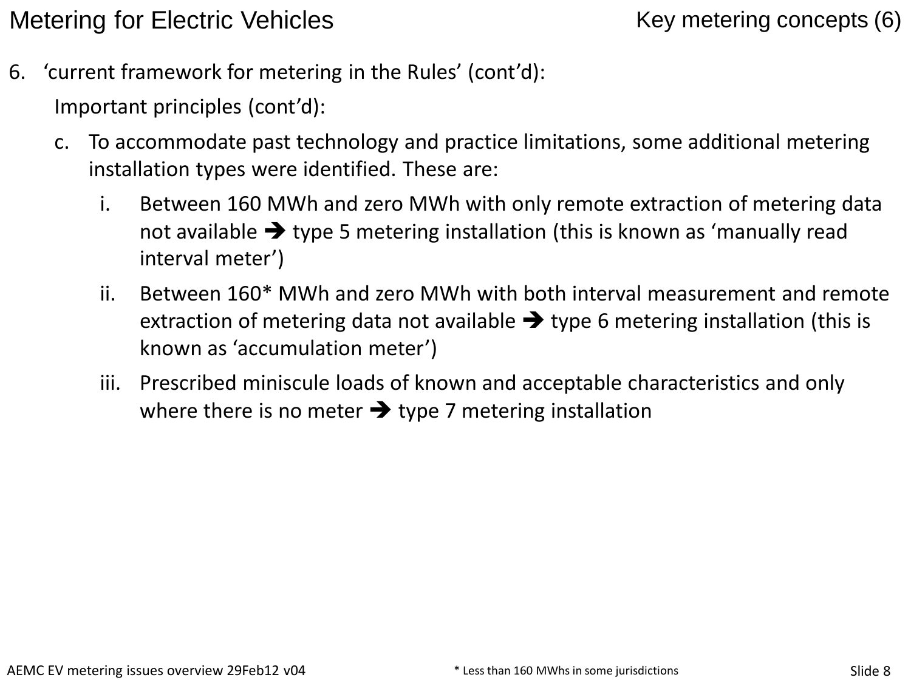# Key metering concepts (6)

6. 'current framework for metering in the Rules' (cont'd):

   Important principles (cont'd):

   c. To accommodate past technology and practice limitations, some additional metering installation types were identified. These are:

      i. Between 160 MWh and zero MWh with only remote extraction of metering data not available ➔ type 5 metering installation (this is known as 'manually read interval meter')

      ii. Between 160* MWh and zero MWh with both interval measurement and remote extraction of metering data not available ➔ type 6 metering installation (this is known as 'accumulation meter')

      iii. Prescribed miniscule loads of known and acceptable characteristics and only where there is no meter ➔ type 7 metering installation

\* Less than 160 MWhs in some jurisdictions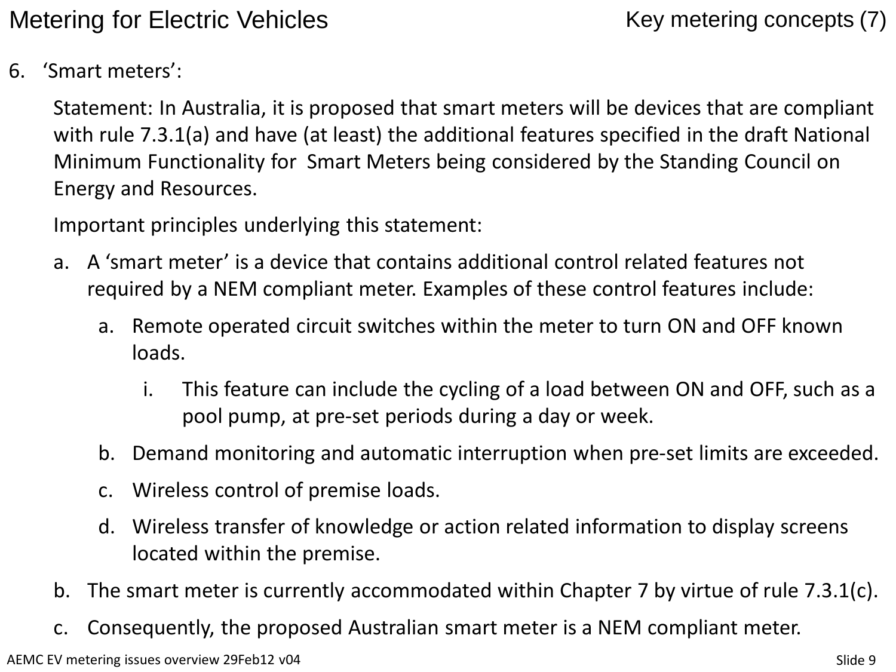6. ‘Smart meters’:

   Statement: In Australia, it is proposed that smart meters will be devices that are compliant with rule 7.3.1(a) and have (at least) the additional features specified in the draft National Minimum Functionality for Smart Meters being considered by the Standing Council on Energy and Resources.

   Important principles underlying this statement:

   a. A ‘smart meter’ is a device that contains additional control related features not required by a NEM compliant meter. Examples of these control features include:
      a. Remote operated circuit switches within the meter to turn ON and OFF known loads.
         i. This feature can include the cycling of a load between ON and OFF, such as a pool pump, at pre-set periods during a day or week.
      b. Demand monitoring and automatic interruption when pre-set limits are exceeded.
      c. Wireless control of premise loads.
      d. Wireless transfer of knowledge or action related information to display screens located within the premise.
   b. The smart meter is currently accommodated within Chapter 7 by virtue of rule 7.3.1(c).
   c. Consequently, the proposed Australian smart meter is a NEM compliant meter.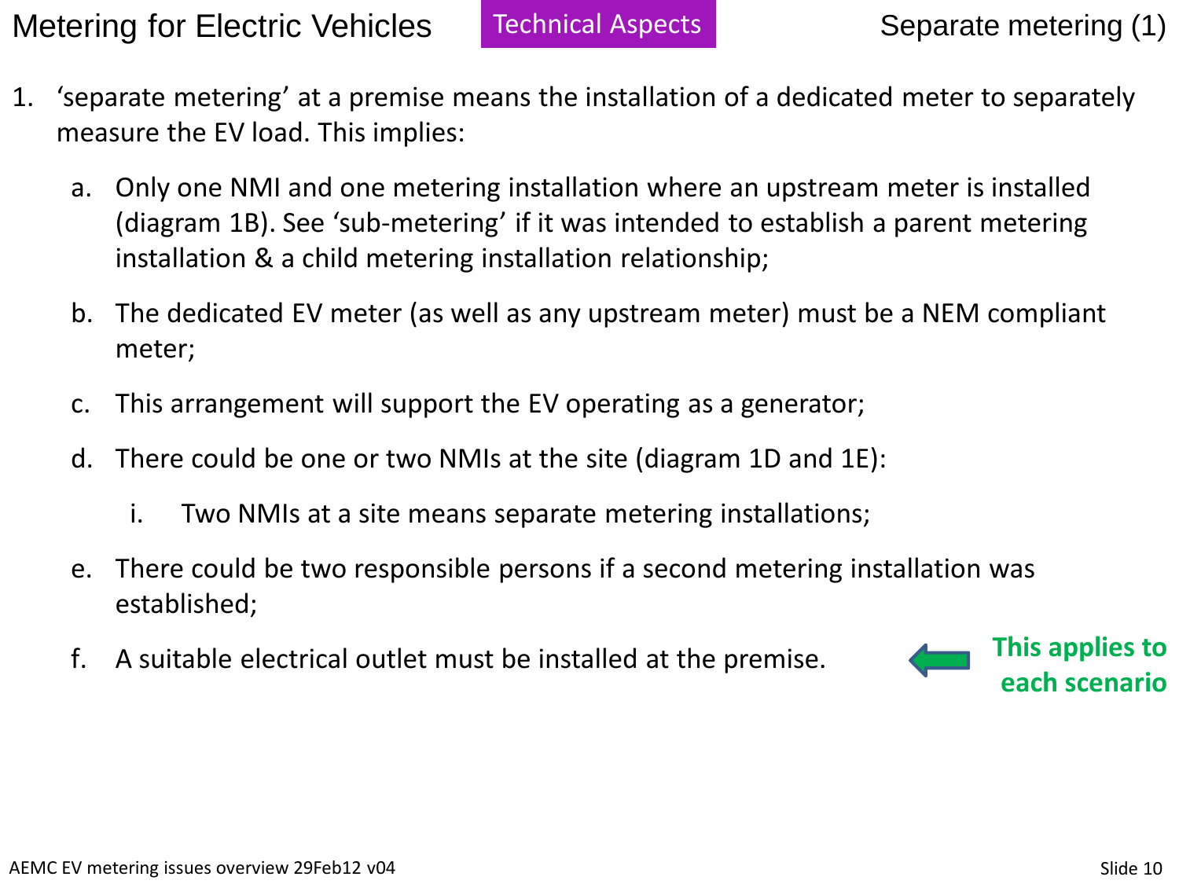# Metering for Electric Vehicles

**Technical Aspects**

## Separate metering (1)

1. 'separate metering' at a premise means the installation of a dedicated meter to separately measure the EV load. This implies:

   a. Only one NMI and one metering installation where an upstream meter is installed (diagram 1B). See 'sub-metering' if it was intended to establish a parent metering installation & a child metering installation relationship;

   b. The dedicated EV meter (as well as any upstream meter) must be a NEM compliant meter;

   c. This arrangement will support the EV operating as a generator;

   d. There could be one or two NMIs at the site (diagram 1D and 1E):

      i. Two NMIs at a site means separate metering installations;

   e. There could be two responsible persons if a second metering installation was established;

   f. A suitable electrical outlet must be installed at the premise. ⇐ **This applies to each scenario**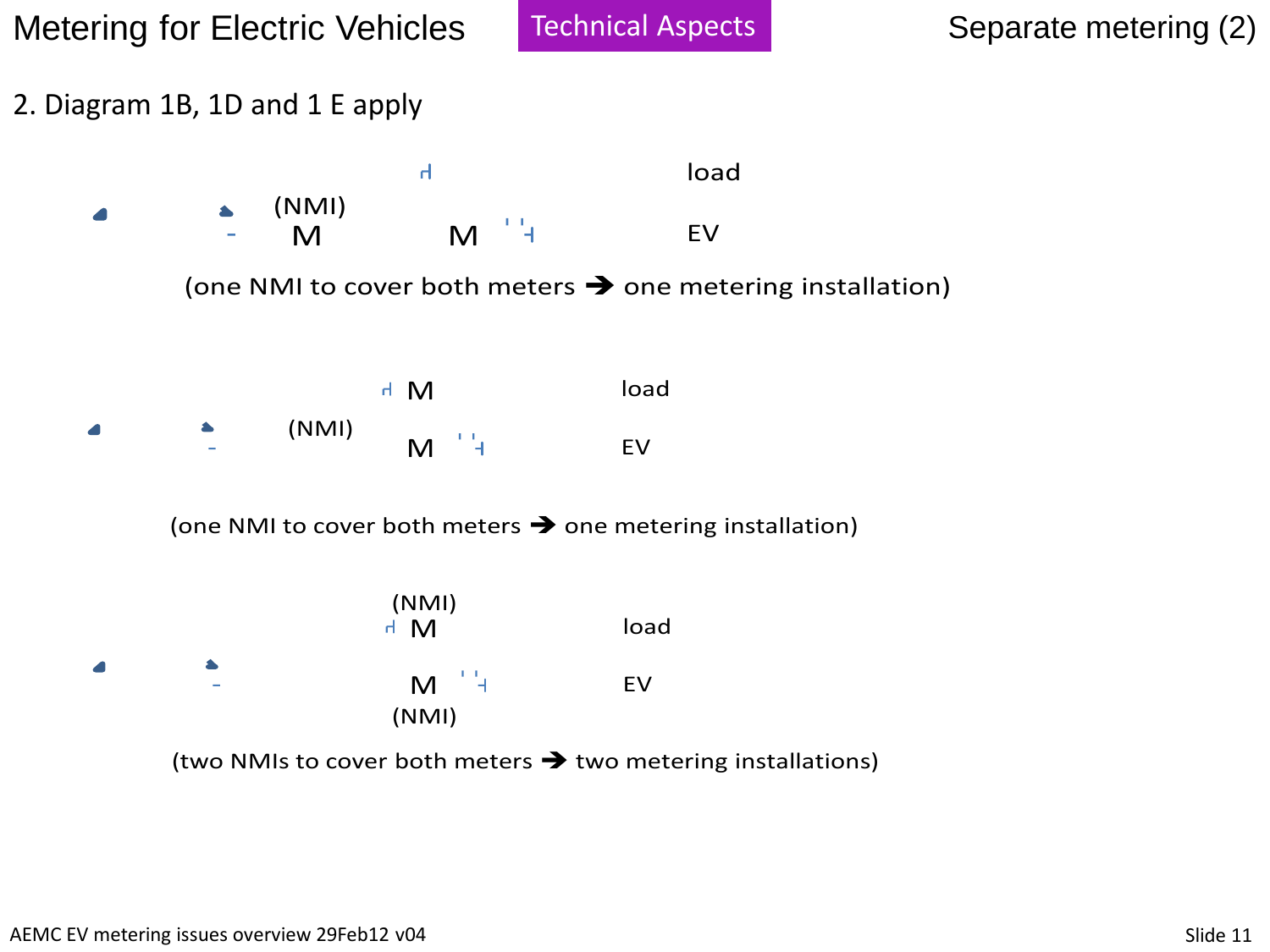# Metering for Electric Vehicles — Technical Aspects — Separate metering (2)

2. Diagram 1B, 1D and 1 E apply

(NMI)
M M
load
EV

(one NMI to cover both meters ➔ one metering installation)

(NMI)
M load
M EV

(one NMI to cover both meters ➔ one metering installation)

(NMI)
M load
M EV
(NMI)

(two NMIs to cover both meters ➔ two metering installations)

AEMC EV metering issues overview 29Feb12 v04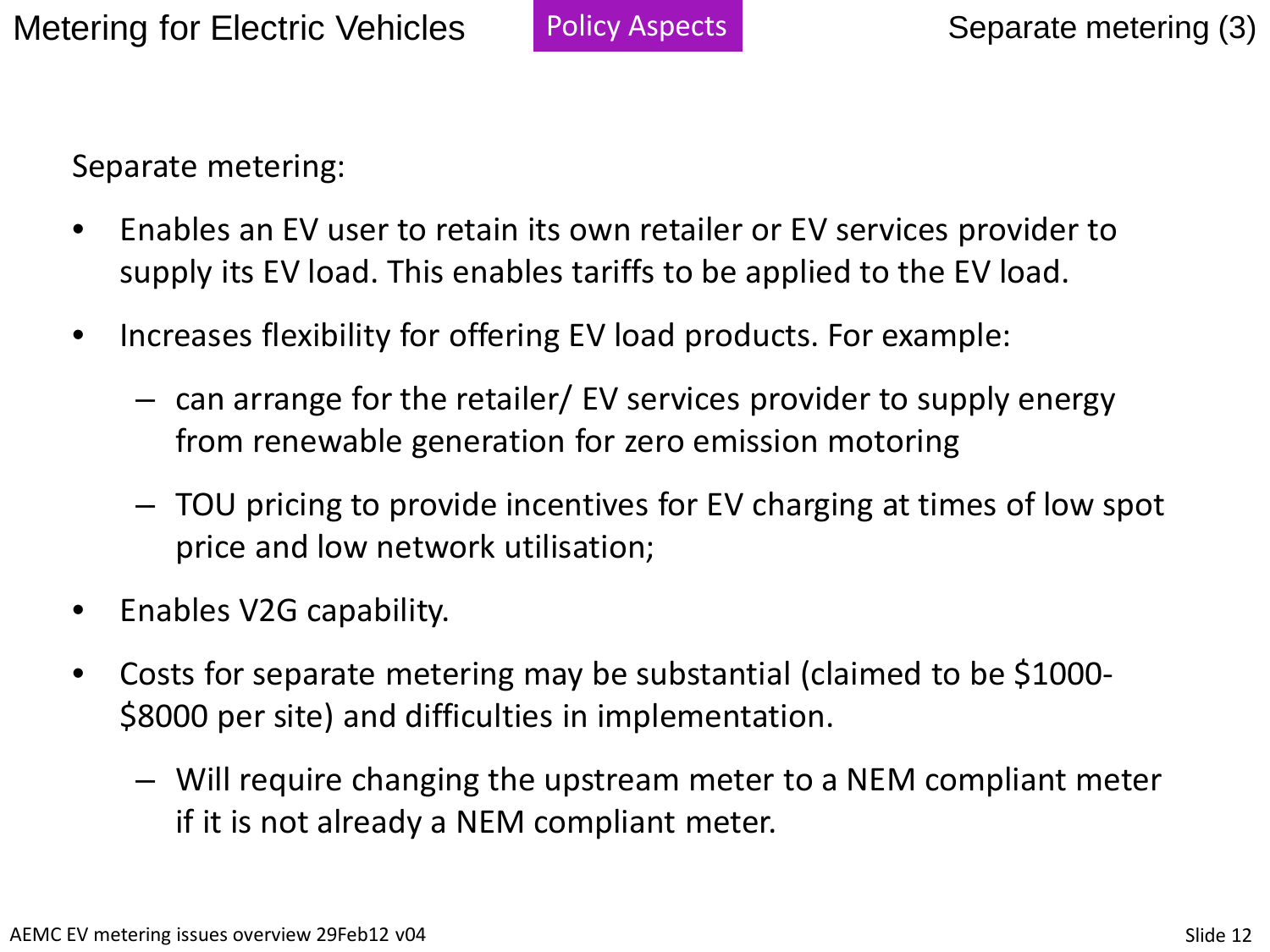Metering for Electric Vehicles | Policy Aspects | Separate metering (3)

Separate metering:

- Enables an EV user to retain its own retailer or EV services provider to supply its EV load. This enables tariffs to be applied to the EV load.
- Increases flexibility for offering EV load products. For example:
  - can arrange for the retailer/ EV services provider to supply energy from renewable generation for zero emission motoring
  - TOU pricing to provide incentives for EV charging at times of low spot price and low network utilisation;
- Enables V2G capability.
- Costs for separate metering may be substantial (claimed to be $1000-$8000 per site) and difficulties in implementation.
  - Will require changing the upstream meter to a NEM compliant meter if it is not already a NEM compliant meter.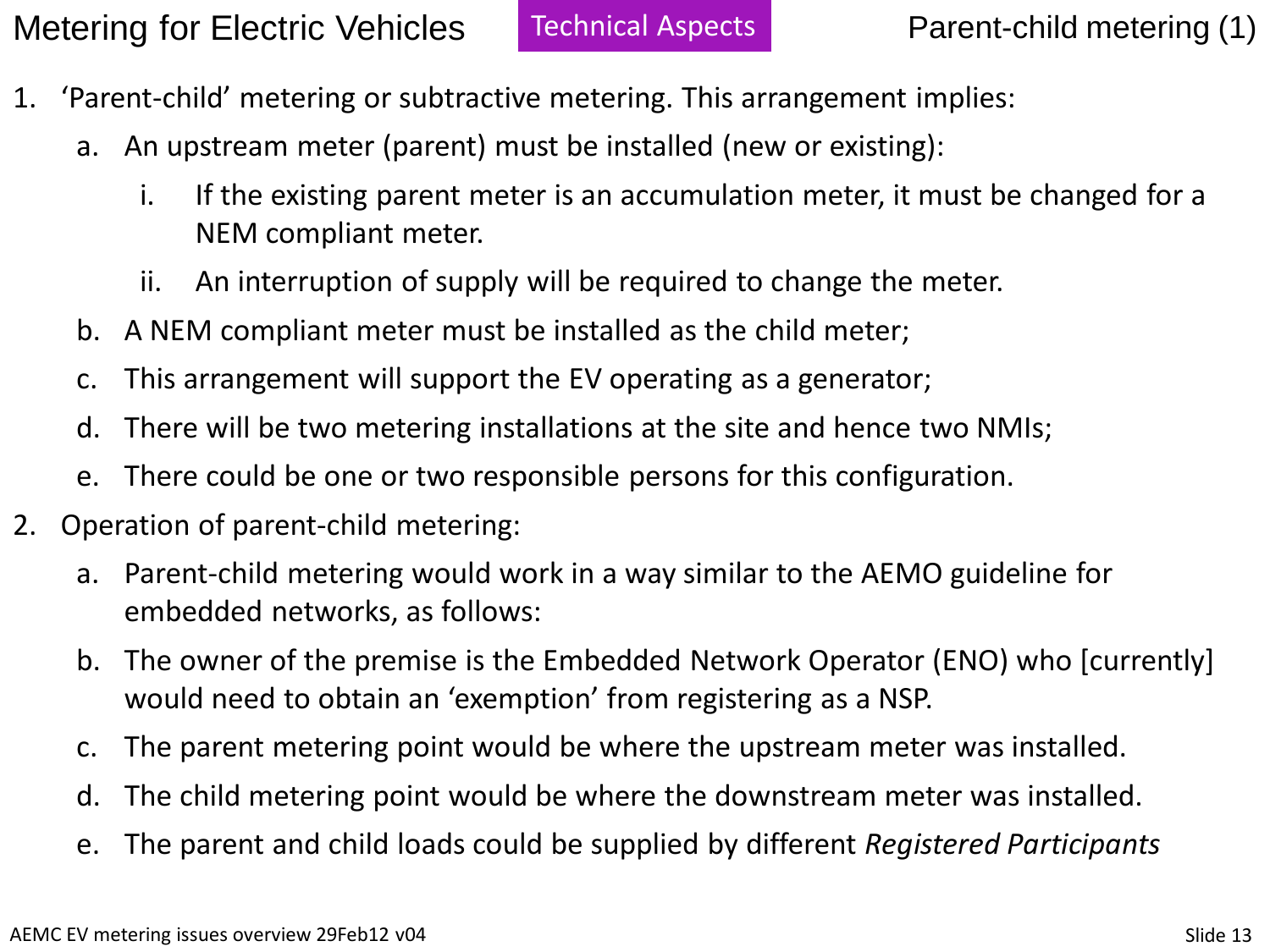Metering for Electric Vehicles | Technical Aspects

## Parent-child metering (1)

1. 'Parent-child' metering or subtractive metering. This arrangement implies:
   a. An upstream meter (parent) must be installed (new or existing):
      i. If the existing parent meter is an accumulation meter, it must be changed for a NEM compliant meter.
      ii. An interruption of supply will be required to change the meter.
   b. A NEM compliant meter must be installed as the child meter;
   c. This arrangement will support the EV operating as a generator;
   d. There will be two metering installations at the site and hence two NMIs;
   e. There could be one or two responsible persons for this configuration.
2. Operation of parent-child metering:
   a. Parent-child metering would work in a way similar to the AEMO guideline for embedded networks, as follows:
   b. The owner of the premise is the Embedded Network Operator (ENO) who [currently] would need to obtain an 'exemption' from registering as a NSP.
   c. The parent metering point would be where the upstream meter was installed.
   d. The child metering point would be where the downstream meter was installed.
   e. The parent and child loads could be supplied by different *Registered Participants*

AEMC EV metering issues overview 29Feb12 v04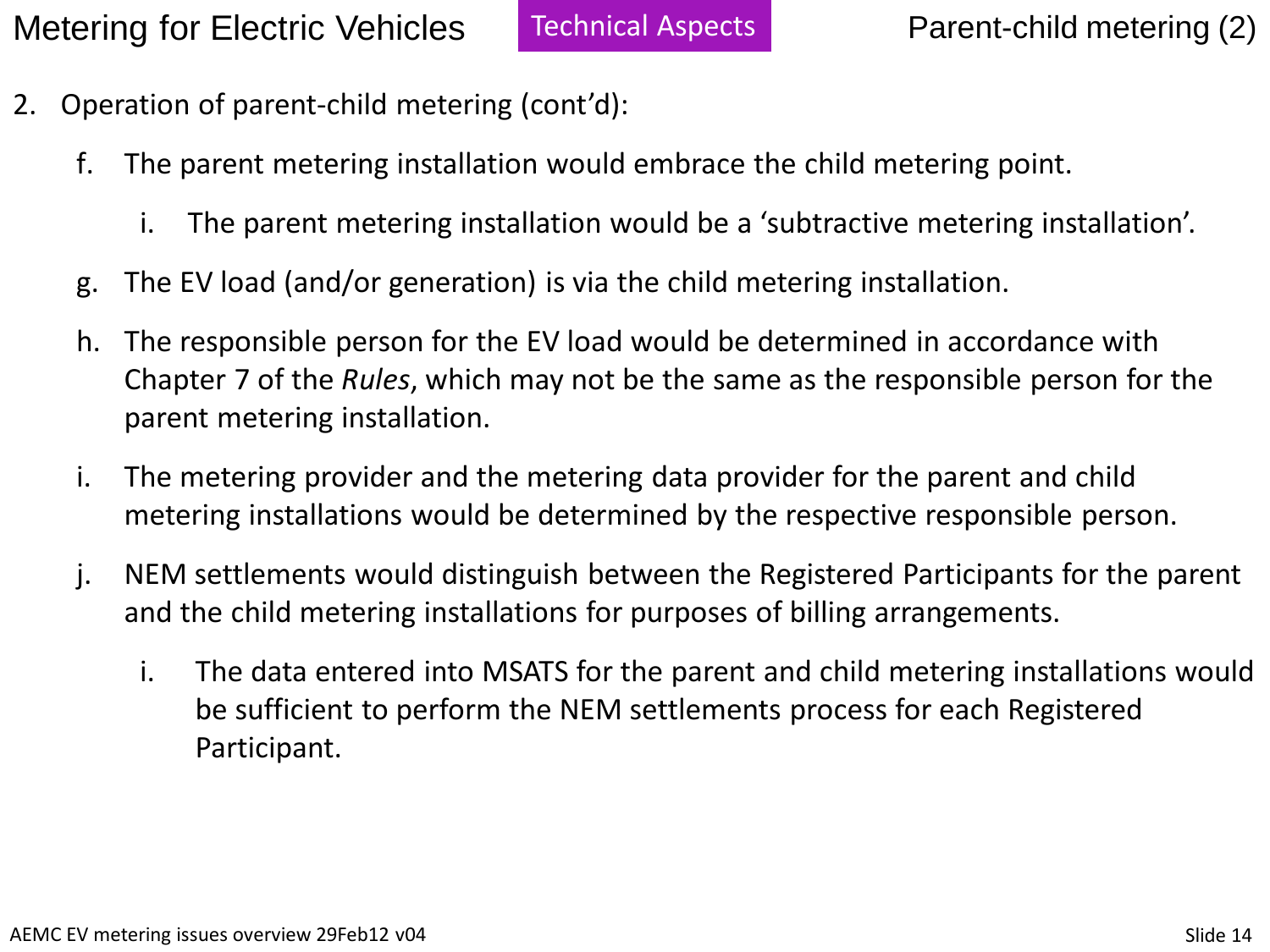# Parent-child metering (2)

Technical Aspects

2. Operation of parent-child metering (cont'd):

   f. The parent metering installation would embrace the child metering point.

      i. The parent metering installation would be a 'subtractive metering installation'.

   g. The EV load (and/or generation) is via the child metering installation.

   h. The responsible person for the EV load would be determined in accordance with Chapter 7 of the *Rules*, which may not be the same as the responsible person for the parent metering installation.

   i. The metering provider and the metering data provider for the parent and child metering installations would be determined by the respective responsible person.

   j. NEM settlements would distinguish between the Registered Participants for the parent and the child metering installations for purposes of billing arrangements.

      i. The data entered into MSATS for the parent and child metering installations would be sufficient to perform the NEM settlements process for each Registered Participant.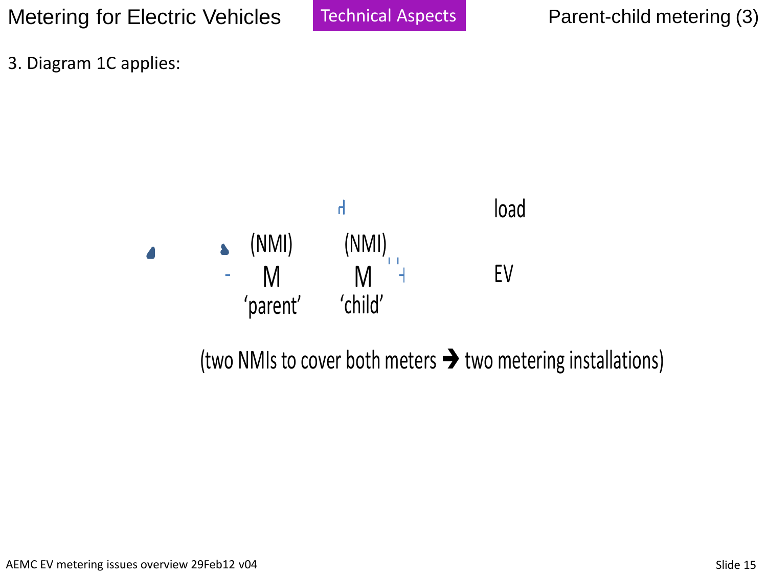3. Diagram 1C applies:

load

(NMI) (NMI)

M M

'parent' 'child'

EV

(two NMIs to cover both meters ➔ two metering installations)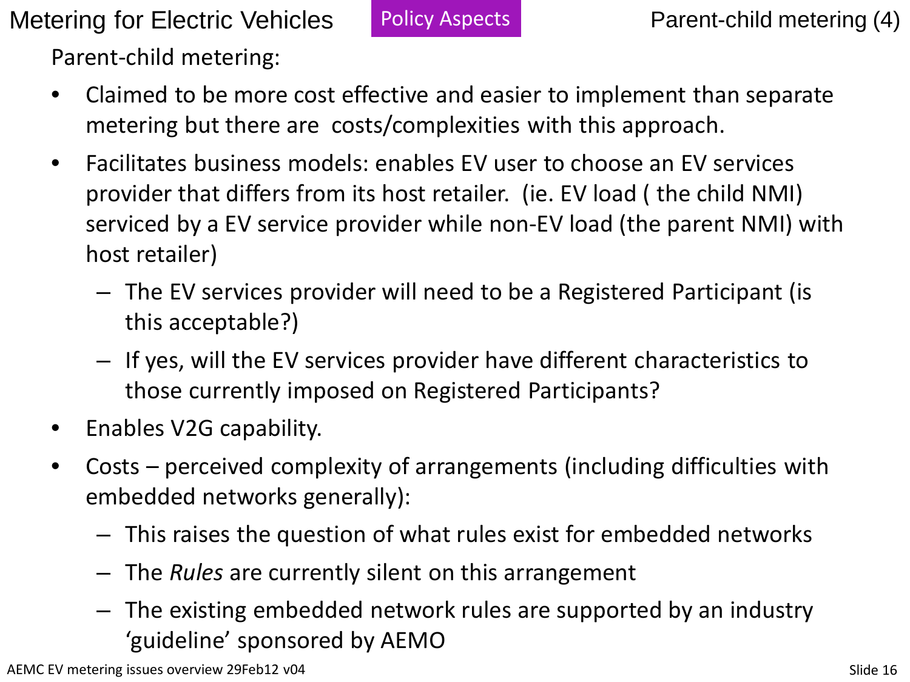Parent-child metering:

- Claimed to be more cost effective and easier to implement than separate metering but there are costs/complexities with this approach.
- Facilitates business models: enables EV user to choose an EV services provider that differs from its host retailer. (ie. EV load ( the child NMI) serviced by a EV service provider while non-EV load (the parent NMI) with host retailer)
  - The EV services provider will need to be a Registered Participant (is this acceptable?)
  - If yes, will the EV services provider have different characteristics to those currently imposed on Registered Participants?
- Enables V2G capability.
- Costs – perceived complexity of arrangements (including difficulties with embedded networks generally):
  - This raises the question of what rules exist for embedded networks
  - The *Rules* are currently silent on this arrangement
  - The existing embedded network rules are supported by an industry 'guideline' sponsored by AEMO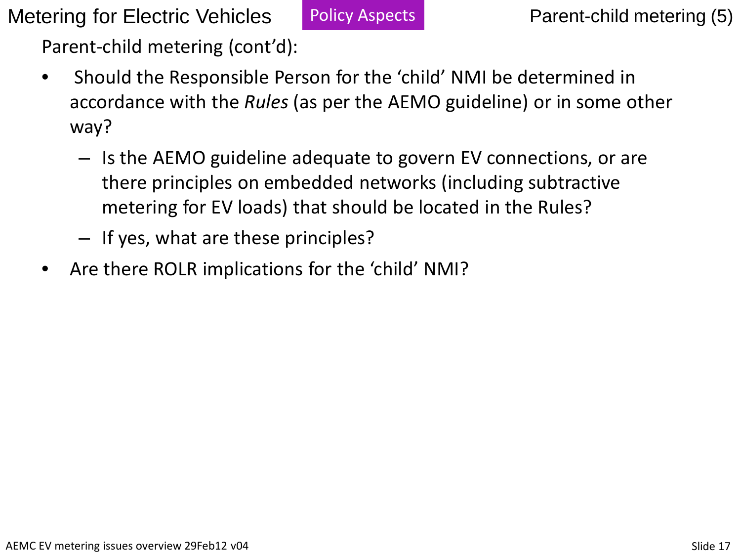Parent-child metering (cont'd):

- Should the Responsible Person for the 'child' NMI be determined in accordance with the *Rules* (as per the AEMO guideline) or in some other way?
  - Is the AEMO guideline adequate to govern EV connections, or are there principles on embedded networks (including subtractive metering for EV loads) that should be located in the Rules?
  - If yes, what are these principles?
- Are there ROLR implications for the 'child' NMI?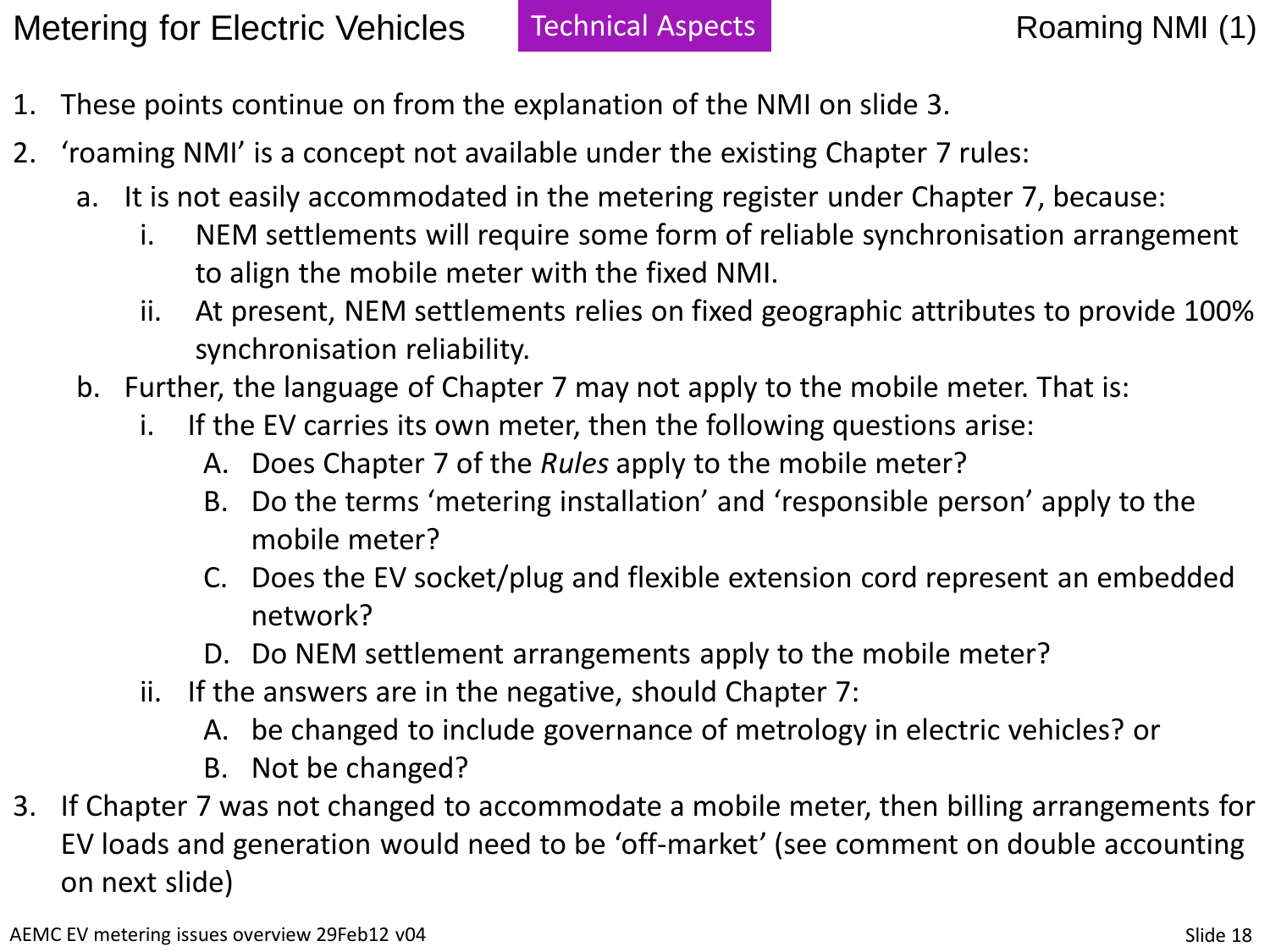# Metering for Electric Vehicles — Technical Aspects — Roaming NMI (1)

1. These points continue on from the explanation of the NMI on slide 3.
2. 'roaming NMI' is a concept not available under the existing Chapter 7 rules:
   a. It is not easily accommodated in the metering register under Chapter 7, because:
      i. NEM settlements will require some form of reliable synchronisation arrangement to align the mobile meter with the fixed NMI.
      ii. At present, NEM settlements relies on fixed geographic attributes to provide 100% synchronisation reliability.
   b. Further, the language of Chapter 7 may not apply to the mobile meter. That is:
      i. If the EV carries its own meter, then the following questions arise:
         A. Does Chapter 7 of the *Rules* apply to the mobile meter?
         B. Do the terms 'metering installation' and 'responsible person' apply to the mobile meter?
         C. Does the EV socket/plug and flexible extension cord represent an embedded network?
         D. Do NEM settlement arrangements apply to the mobile meter?
      ii. If the answers are in the negative, should Chapter 7:
         A. be changed to include governance of metrology in electric vehicles? or
         B. Not be changed?
3. If Chapter 7 was not changed to accommodate a mobile meter, then billing arrangements for EV loads and generation would need to be 'off-market' (see comment on double accounting on next slide)

AEMC EV metering issues overview 29Feb12 v04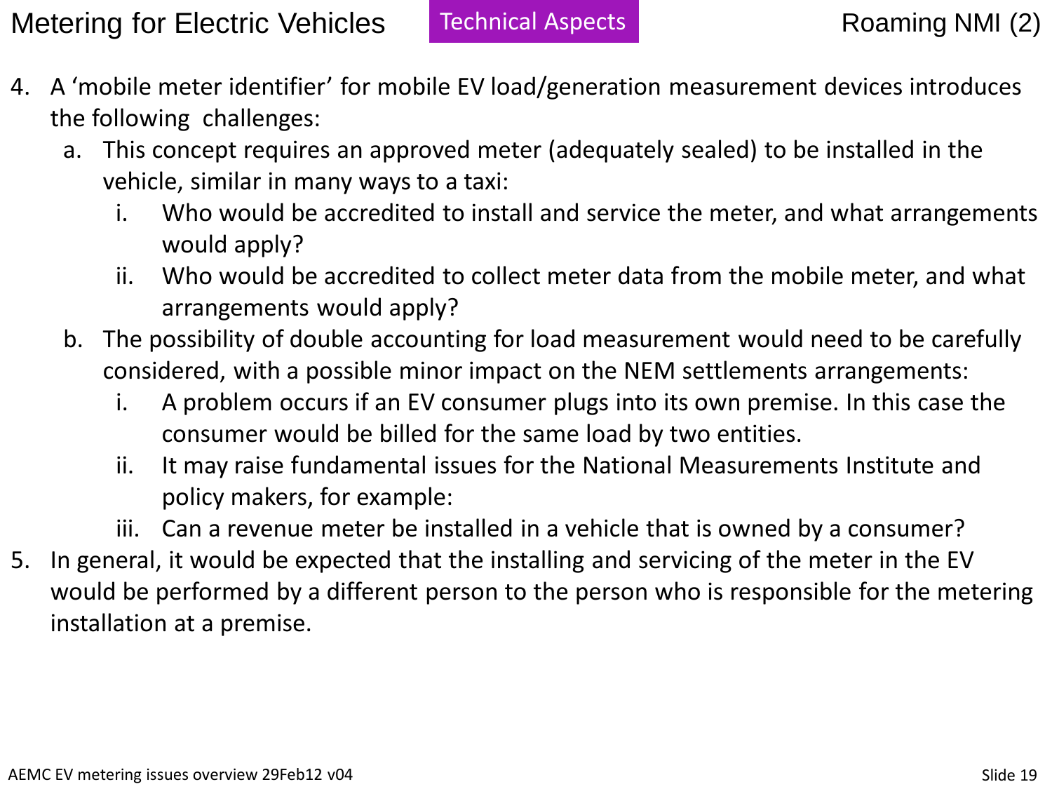# Metering for Electric Vehicles

**Technical Aspects**

## Roaming NMI (2)

4. A 'mobile meter identifier' for mobile EV load/generation measurement devices introduces the following challenges:
   a. This concept requires an approved meter (adequately sealed) to be installed in the vehicle, similar in many ways to a taxi:
      i. Who would be accredited to install and service the meter, and what arrangements would apply?
      ii. Who would be accredited to collect meter data from the mobile meter, and what arrangements would apply?
   b. The possibility of double accounting for load measurement would need to be carefully considered, with a possible minor impact on the NEM settlements arrangements:
      i. A problem occurs if an EV consumer plugs into its own premise. In this case the consumer would be billed for the same load by two entities.
      ii. It may raise fundamental issues for the National Measurements Institute and policy makers, for example:
      iii. Can a revenue meter be installed in a vehicle that is owned by a consumer?
5. In general, it would be expected that the installing and servicing of the meter in the EV would be performed by a different person to the person who is responsible for the metering installation at a premise.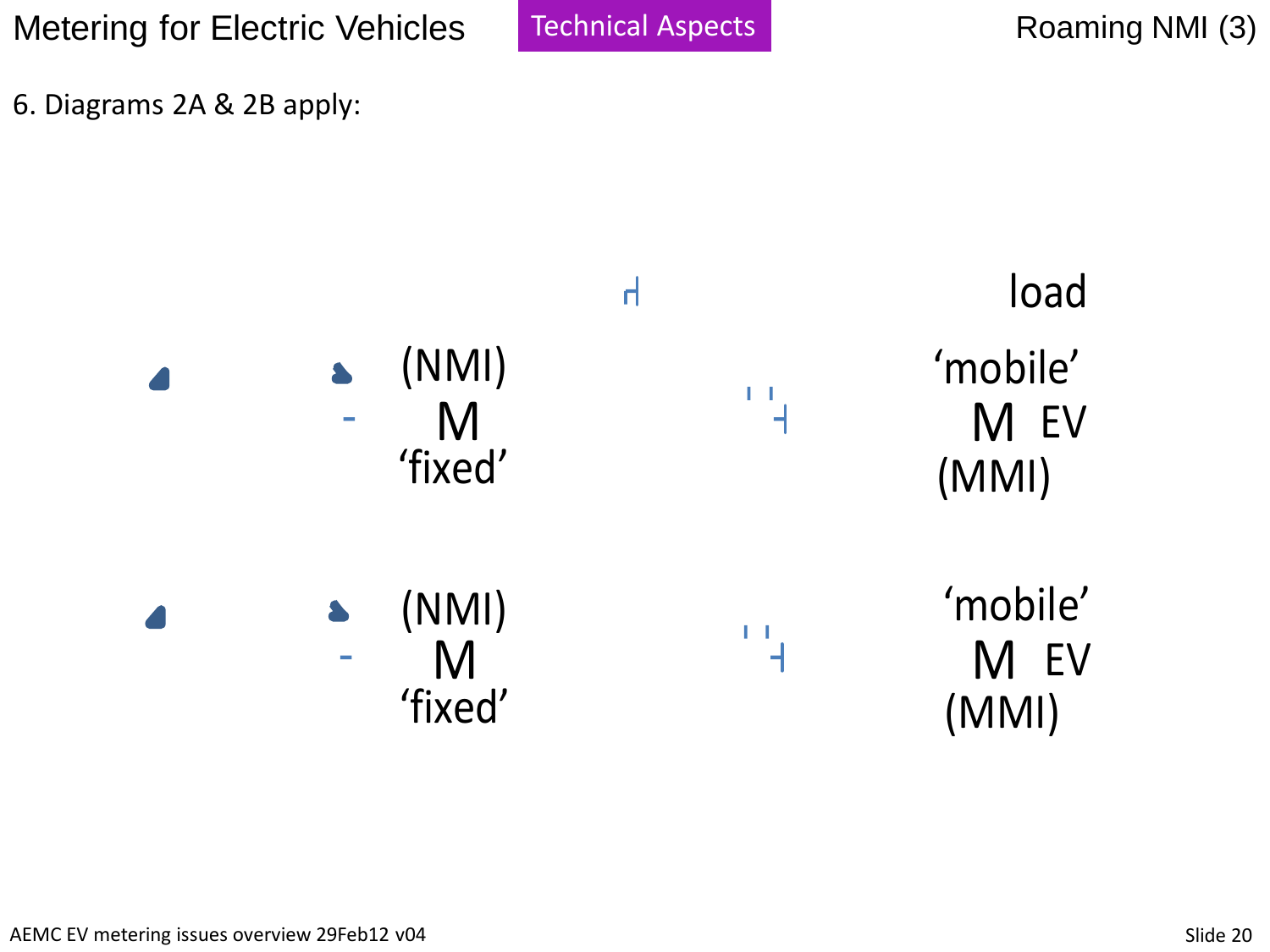# Metering for Electric Vehicles — Technical Aspects — Roaming NMI (3)

6. Diagrams 2A & 2B apply:

load

(NMI)
M
'fixed'

'mobile'
M EV
(MMI)

(NMI)
M
'fixed'

'mobile'
M EV
(MMI)

AEMC EV metering issues overview 29Feb12 v04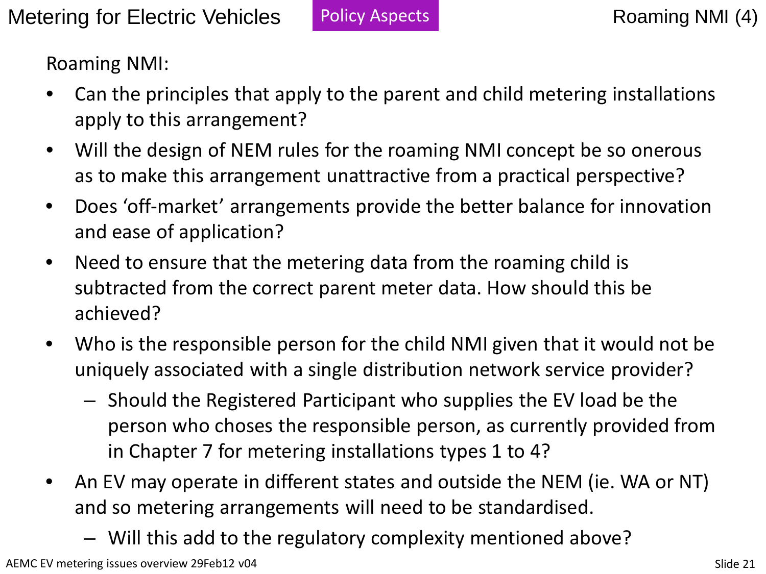Roaming NMI:

- Can the principles that apply to the parent and child metering installations apply to this arrangement?
- Will the design of NEM rules for the roaming NMI concept be so onerous as to make this arrangement unattractive from a practical perspective?
- Does 'off-market' arrangements provide the better balance for innovation and ease of application?
- Need to ensure that the metering data from the roaming child is subtracted from the correct parent meter data. How should this be achieved?
- Who is the responsible person for the child NMI given that it would not be uniquely associated with a single distribution network service provider?
  - Should the Registered Participant who supplies the EV load be the person who choses the responsible person, as currently provided from in Chapter 7 for metering installations types 1 to 4?
- An EV may operate in different states and outside the NEM (ie. WA or NT) and so metering arrangements will need to be standardised.
  - Will this add to the regulatory complexity mentioned above?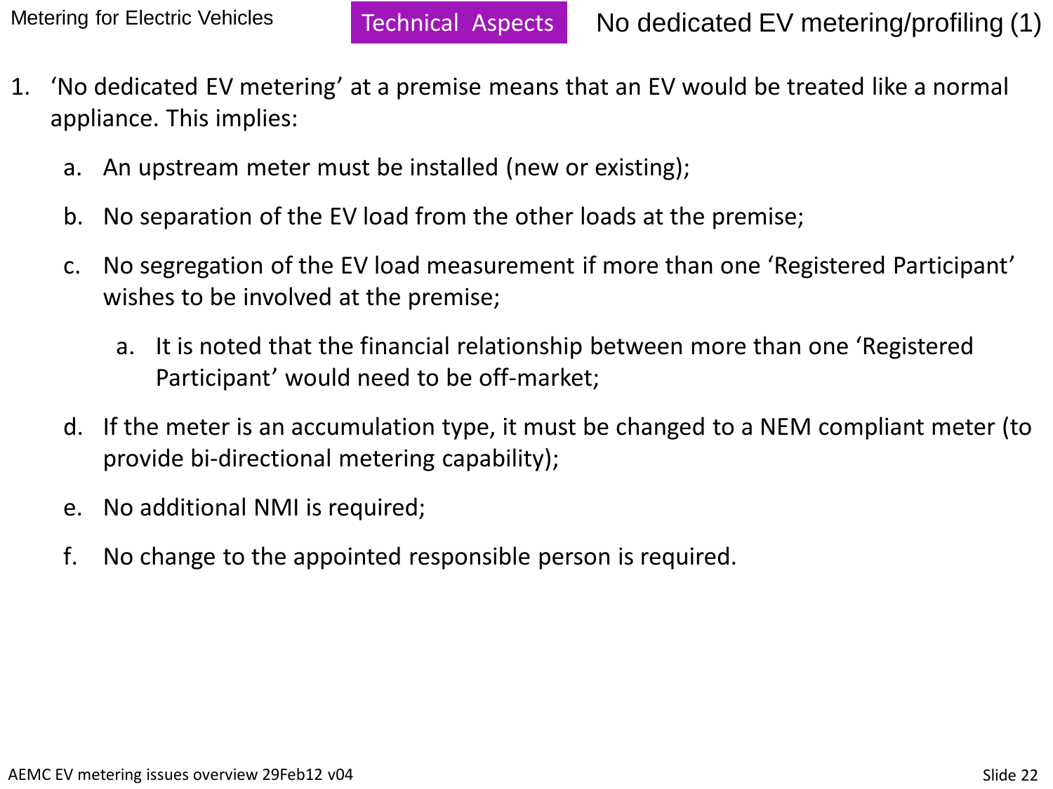## Technical Aspects — No dedicated EV metering/profiling (1)

1. 'No dedicated EV metering' at a premise means that an EV would be treated like a normal appliance. This implies:
   a. An upstream meter must be installed (new or existing);
   b. No separation of the EV load from the other loads at the premise;
   c. No segregation of the EV load measurement if more than one 'Registered Participant' wishes to be involved at the premise;
      a. It is noted that the financial relationship between more than one 'Registered Participant' would need to be off-market;
   d. If the meter is an accumulation type, it must be changed to a NEM compliant meter (to provide bi-directional metering capability);
   e. No additional NMI is required;
   f. No change to the appointed responsible person is required.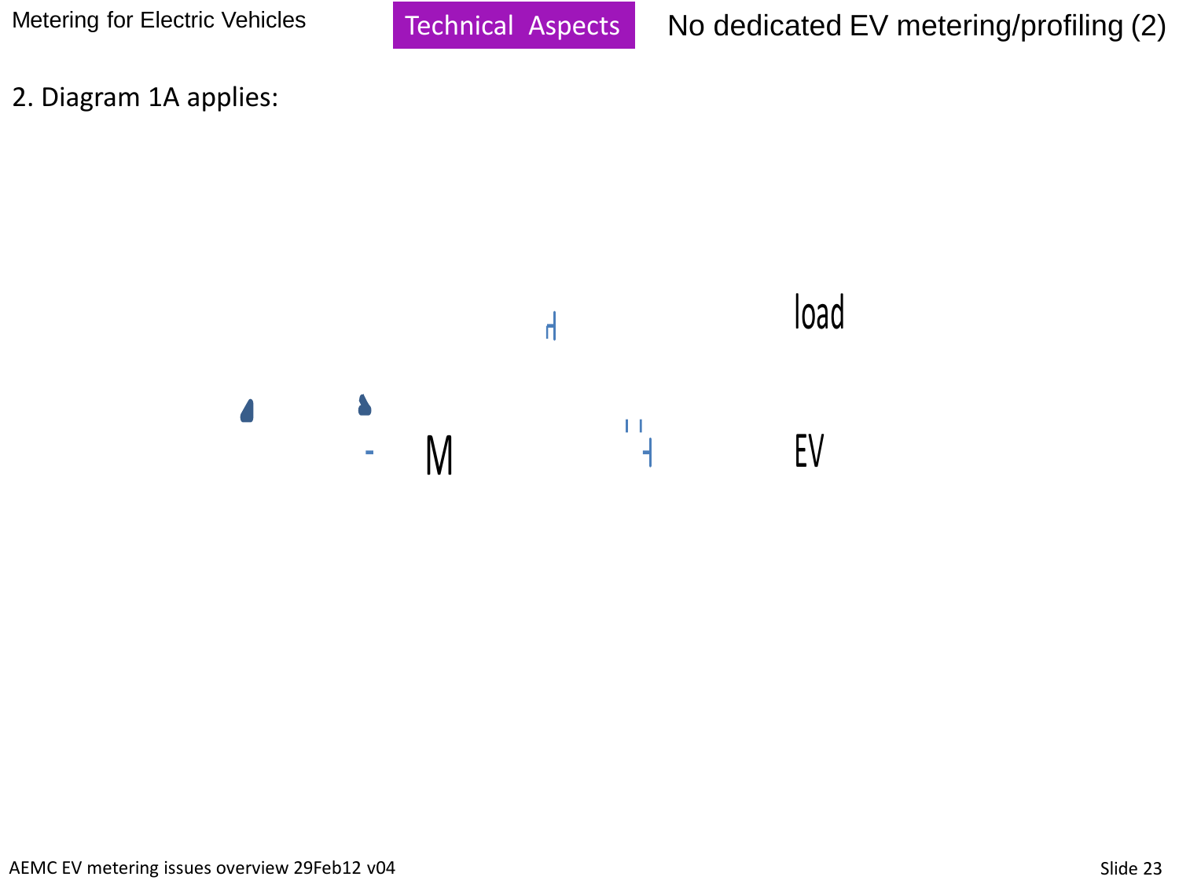# No dedicated EV metering/profiling (2)

Technical Aspects

2. Diagram 1A applies:

load

M

EV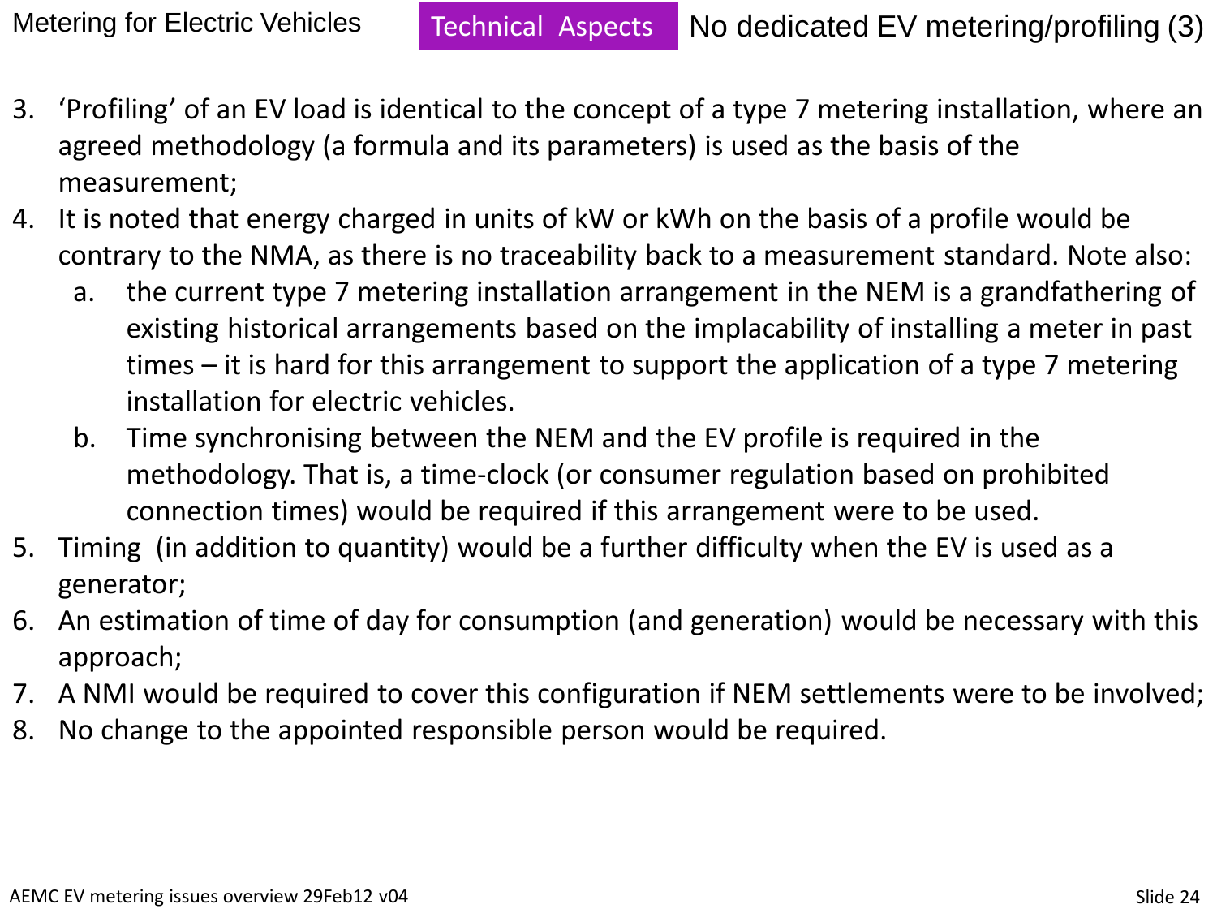# No dedicated EV metering/profiling (3)

3. 'Profiling' of an EV load is identical to the concept of a type 7 metering installation, where an agreed methodology (a formula and its parameters) is used as the basis of the measurement;
4. It is noted that energy charged in units of kW or kWh on the basis of a profile would be contrary to the NMA, as there is no traceability back to a measurement standard. Note also:
   a. the current type 7 metering installation arrangement in the NEM is a grandfathering of existing historical arrangements based on the implacability of installing a meter in past times – it is hard for this arrangement to support the application of a type 7 metering installation for electric vehicles.
   b. Time synchronising between the NEM and the EV profile is required in the methodology. That is, a time-clock (or consumer regulation based on prohibited connection times) would be required if this arrangement were to be used.
5. Timing (in addition to quantity) would be a further difficulty when the EV is used as a generator;
6. An estimation of time of day for consumption (and generation) would be necessary with this approach;
7. A NMI would be required to cover this configuration if NEM settlements were to be involved;
8. No change to the appointed responsible person would be required.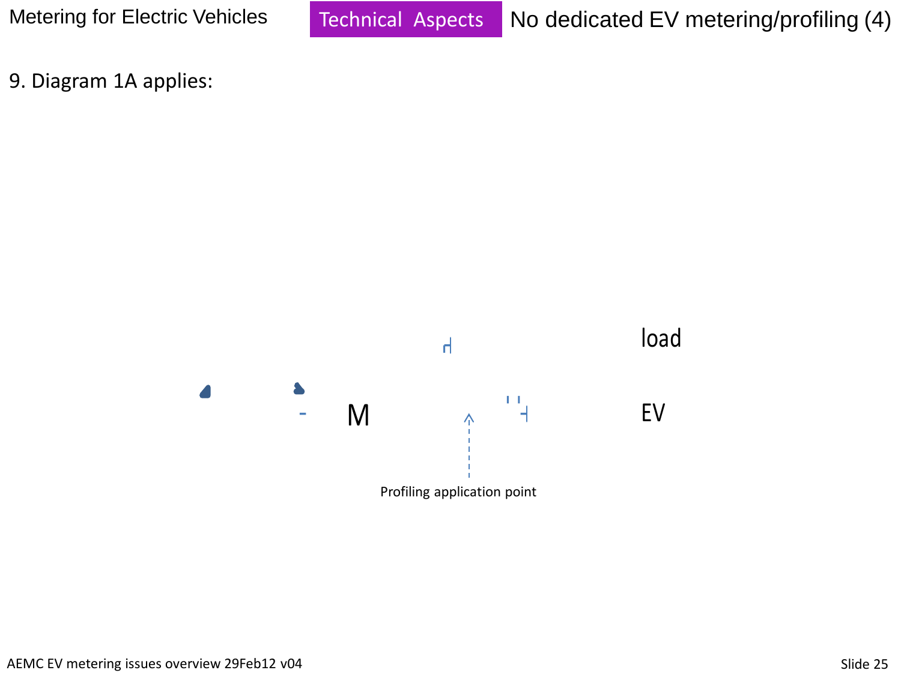Metering for Electric Vehicles

Technical Aspects

# No dedicated EV metering/profiling (4)

9. Diagram 1A applies:

M

load

EV

Profiling application point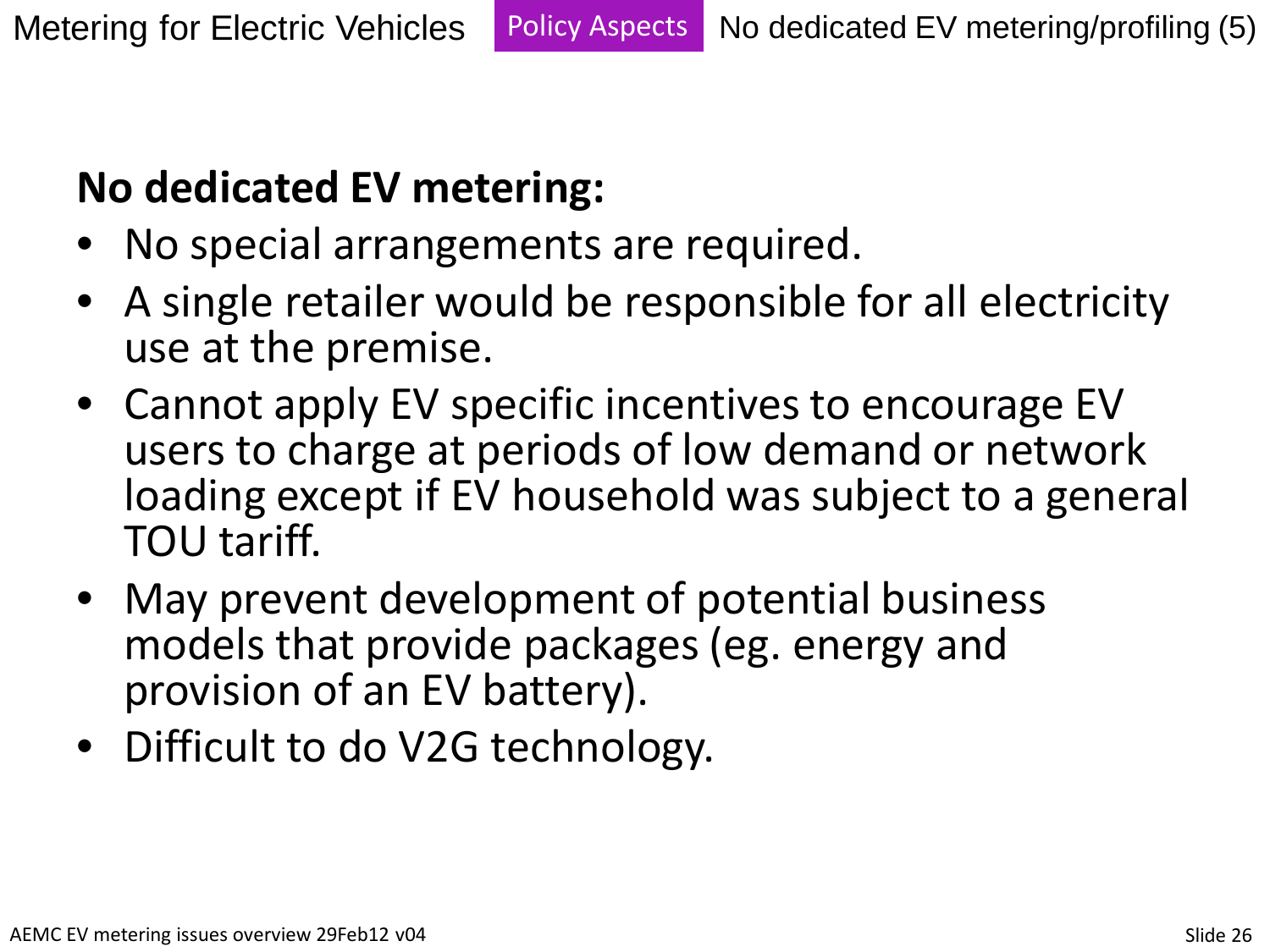## No dedicated EV metering:

- No special arrangements are required.
- A single retailer would be responsible for all electricity use at the premise.
- Cannot apply EV specific incentives to encourage EV users to charge at periods of low demand or network loading except if EV household was subject to a general TOU tariff.
- May prevent development of potential business models that provide packages (eg. energy and provision of an EV battery).
- Difficult to do V2G technology.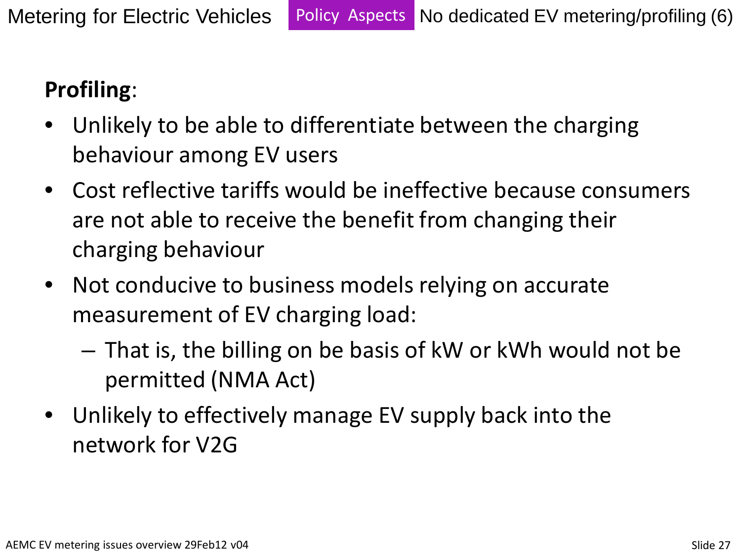Metering for Electric Vehicles **Policy Aspects** No dedicated EV metering/profiling (6)

**Profiling**:

- Unlikely to be able to differentiate between the charging behaviour among EV users
- Cost reflective tariffs would be ineffective because consumers are not able to receive the benefit from changing their charging behaviour
- Not conducive to business models relying on accurate measurement of EV charging load:
  - That is, the billing on be basis of kW or kWh would not be permitted (NMA Act)
- Unlikely to effectively manage EV supply back into the network for V2G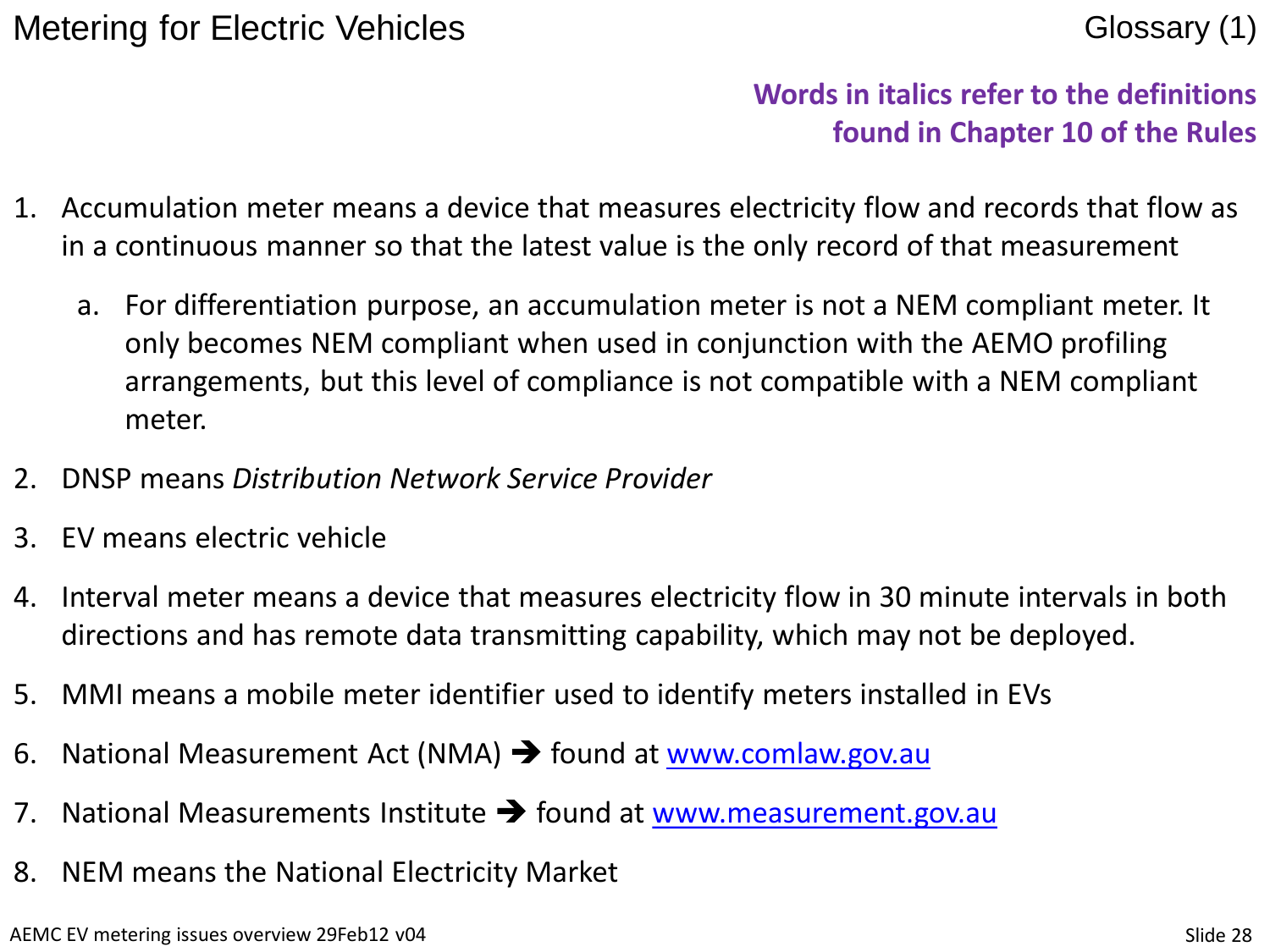# Metering for Electric Vehicles

## Glossary (1)

**Words in italics refer to the definitions found in Chapter 10 of the Rules**

1. Accumulation meter means a device that measures electricity flow and records that flow as in a continuous manner so that the latest value is the only record of that measurement
   a. For differentiation purpose, an accumulation meter is not a NEM compliant meter. It only becomes NEM compliant when used in conjunction with the AEMO profiling arrangements, but this level of compliance is not compatible with a NEM compliant meter.
2. DNSP means *Distribution Network Service Provider*
3. EV means electric vehicle
4. Interval meter means a device that measures electricity flow in 30 minute intervals in both directions and has remote data transmitting capability, which may not be deployed.
5. MMI means a mobile meter identifier used to identify meters installed in EVs
6. National Measurement Act (NMA) ➔ found at www.comlaw.gov.au
7. National Measurements Institute ➔ found at www.measurement.gov.au
8. NEM means the National Electricity Market

AEMC EV metering issues overview 29Feb12 v04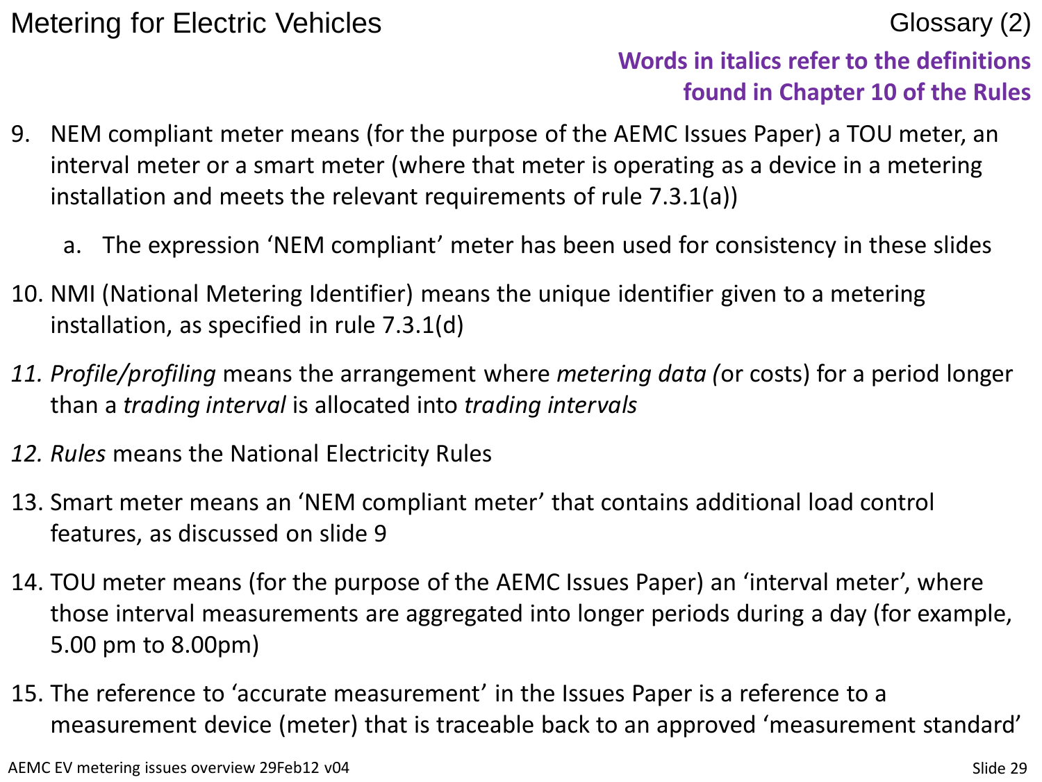# Metering for Electric Vehicles

## Glossary (2)

**Words in italics refer to the definitions found in Chapter 10 of the Rules**

9. NEM compliant meter means (for the purpose of the AEMC Issues Paper) a TOU meter, an interval meter or a smart meter (where that meter is operating as a device in a metering installation and meets the relevant requirements of rule 7.3.1(a))
   a. The expression 'NEM compliant' meter has been used for consistency in these slides
10. NMI (National Metering Identifier) means the unique identifier given to a metering installation, as specified in rule 7.3.1(d)
11. *Profile/profiling* means the arrangement where *metering data* (or costs) for a period longer than a *trading interval* is allocated into *trading intervals*
12. *Rules* means the National Electricity Rules
13. Smart meter means an 'NEM compliant meter' that contains additional load control features, as discussed on slide 9
14. TOU meter means (for the purpose of the AEMC Issues Paper) an 'interval meter', where those interval measurements are aggregated into longer periods during a day (for example, 5.00 pm to 8.00pm)
15. The reference to 'accurate measurement' in the Issues Paper is a reference to a measurement device (meter) that is traceable back to an approved 'measurement standard'

AEMC EV metering issues overview 29Feb12 v04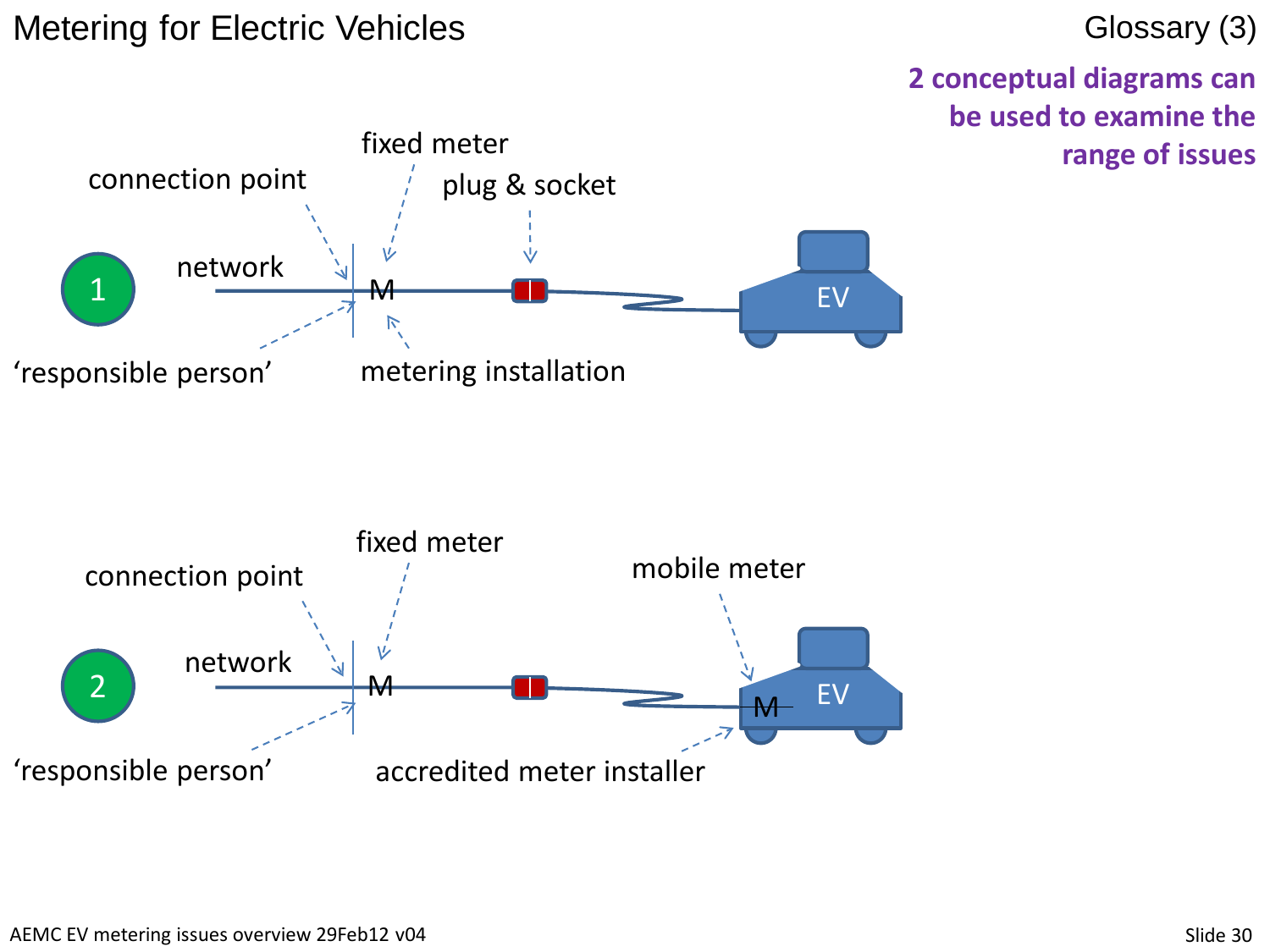# Metering for Electric Vehicles

## Glossary (3)

**2 conceptual diagrams can be used to examine the range of issues**

1

- network
- connection point
- fixed meter
- plug & socket
- ‘responsible person’
- metering installation
- M
- EV

2

- network
- connection point
- fixed meter
- mobile meter
- ‘responsible person’
- accredited meter installer
- M
- M
- EV

AEMC EV metering issues overview 29Feb12 v04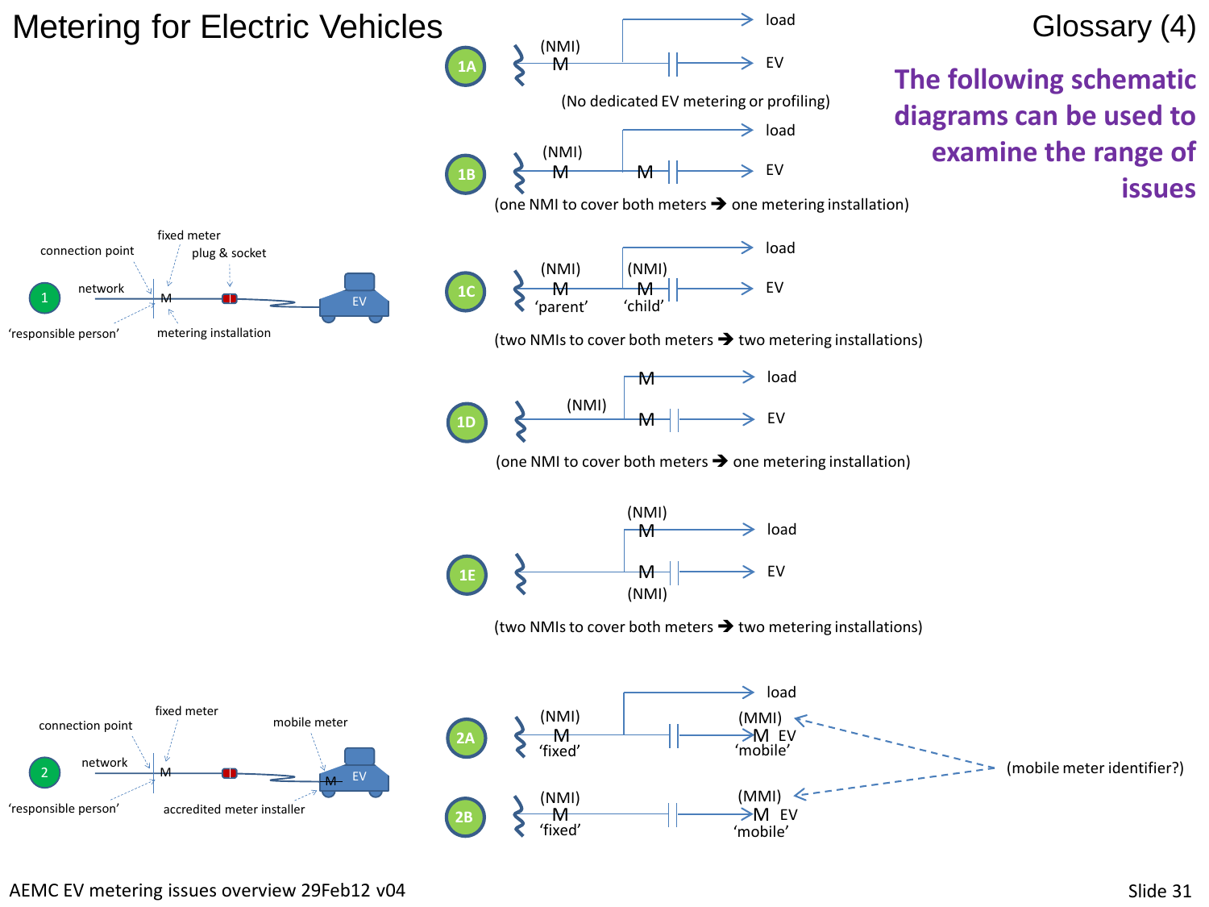# Metering for Electric Vehicles

## Glossary (4)

**The following schematic diagrams can be used to examine the range of issues**

1

network

connection point

fixed meter

plug & socket

M

EV

'responsible person'

metering installation

2

network

connection point

fixed meter

mobile meter

M

M

EV

'responsible person'

accredited meter installer

1A

(NMI)

M

load

EV

(No dedicated EV metering or profiling)

1B

(NMI)

M

M

load

EV

(one NMI to cover both meters ➔ one metering installation)

1C

(NMI)

M

'parent'

(NMI)

M

'child'

load

EV

(two NMIs to cover both meters ➔ two metering installations)

1D

(NMI)

M

M

load

EV

(one NMI to cover both meters ➔ one metering installation)

1E

(NMI)

M

M

(NMI)

load

EV

(two NMIs to cover both meters ➔ two metering installations)

2A

(NMI)

M

'fixed'

load

(MMI)

M EV

'mobile'

2B

(NMI)

M

'fixed'

(MMI)

M EV

'mobile'

(mobile meter identifier?)

AEMC EV metering issues overview 29Feb12 v04